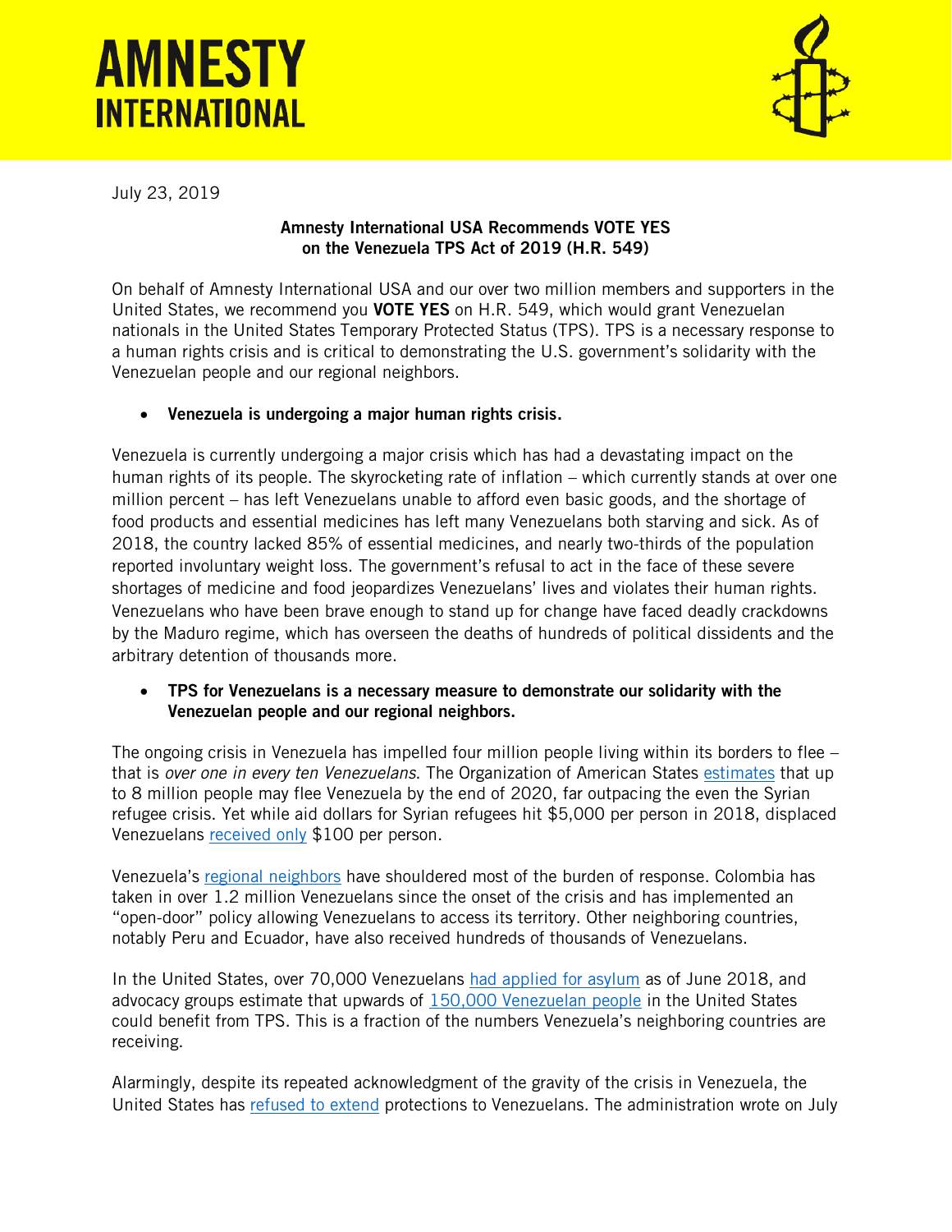# AMNESTY INTERNATIONAL

July 23, 2019

**Amnesty International USA Recommends VOTE YES on the Venezuela TPS Act of 2019 (H.R. 549)**

On behalf of Amnesty International USA and our over two million members and supporters in the United States, we recommend you **VOTE YES** on H.R. 549, which would grant Venezuelan nationals in the United States Temporary Protected Status (TPS). TPS is a necessary response to a human rights crisis and is critical to demonstrating the U.S. government's solidarity with the Venezuelan people and our regional neighbors.

- **Venezuela is undergoing a major human rights crisis.**

Venezuela is currently undergoing a major crisis which has had a devastating impact on the human rights of its people. The skyrocketing rate of inflation – which currently stands at over one million percent – has left Venezuelans unable to afford even basic goods, and the shortage of food products and essential medicines has left many Venezuelans both starving and sick. As of 2018, the country lacked 85% of essential medicines, and nearly two-thirds of the population reported involuntary weight loss. The government's refusal to act in the face of these severe shortages of medicine and food jeopardizes Venezuelans' lives and violates their human rights. Venezuelans who have been brave enough to stand up for change have faced deadly crackdowns by the Maduro regime, which has overseen the deaths of hundreds of political dissidents and the arbitrary detention of thousands more.

- **TPS for Venezuelans is a necessary measure to demonstrate our solidarity with the Venezuelan people and our regional neighbors.**

The ongoing crisis in Venezuela has impelled four million people living within its borders to flee – that is *over one in every ten Venezuelans*. The Organization of American States estimates that up to 8 million people may flee Venezuela by the end of 2020, far outpacing the even the Syrian refugee crisis. Yet while aid dollars for Syrian refugees hit $5,000 per person in 2018, displaced Venezuelans received only $100 per person.

Venezuela's regional neighbors have shouldered most of the burden of response. Colombia has taken in over 1.2 million Venezuelans since the onset of the crisis and has implemented an "open-door" policy allowing Venezuelans to access its territory. Other neighboring countries, notably Peru and Ecuador, have also received hundreds of thousands of Venezuelans.

In the United States, over 70,000 Venezuelans had applied for asylum as of June 2018, and advocacy groups estimate that upwards of 150,000 Venezuelan people in the United States could benefit from TPS. This is a fraction of the numbers Venezuela's neighboring countries are receiving.

Alarmingly, despite its repeated acknowledgment of the gravity of the crisis in Venezuela, the United States has refused to extend protections to Venezuelans. The administration wrote on July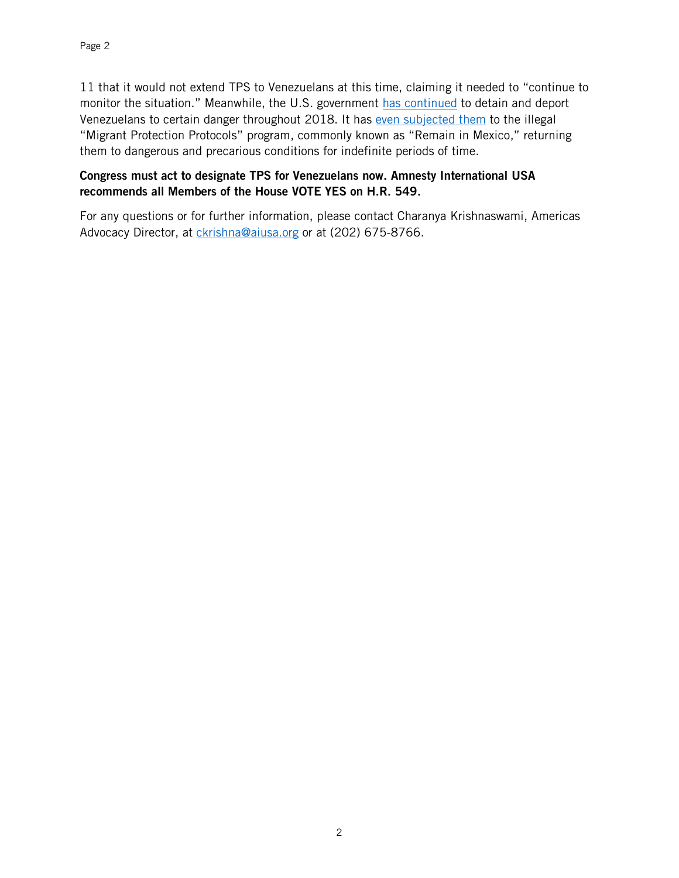11 that it would not extend TPS to Venezuelans at this time, claiming it needed to "continue to monitor the situation." Meanwhile, the U.S. government has continued to detain and deport Venezuelans to certain danger throughout 2018. It has even subjected them to the illegal "Migrant Protection Protocols" program, commonly known as "Remain in Mexico," returning them to dangerous and precarious conditions for indefinite periods of time.

**Congress must act to designate TPS for Venezuelans now. Amnesty International USA recommends all Members of the House VOTE YES on H.R. 549.**

For any questions or for further information, please contact Charanya Krishnaswami, Americas Advocacy Director, at ckrishna@aiusa.org or at (202) 675-8766.